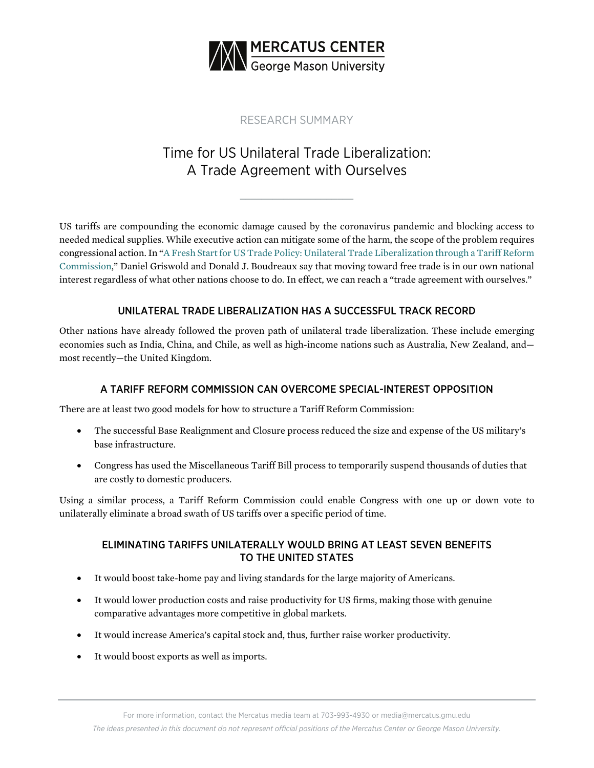MERCATUS CENTER
George Mason University

RESEARCH SUMMARY

# Time for US Unilateral Trade Liberalization: A Trade Agreement with Ourselves

US tariffs are compounding the economic damage caused by the coronavirus pandemic and blocking access to needed medical supplies. While executive action can mitigate some of the harm, the scope of the problem requires congressional action. In "A Fresh Start for US Trade Policy: Unilateral Trade Liberalization through a Tariff Reform Commission," Daniel Griswold and Donald J. Boudreaux say that moving toward free trade is in our own national interest regardless of what other nations choose to do. In effect, we can reach a "trade agreement with ourselves."

## UNILATERAL TRADE LIBERALIZATION HAS A SUCCESSFUL TRACK RECORD

Other nations have already followed the proven path of unilateral trade liberalization. These include emerging economies such as India, China, and Chile, as well as high-income nations such as Australia, New Zealand, and—most recently—the United Kingdom.

## A TARIFF REFORM COMMISSION CAN OVERCOME SPECIAL-INTEREST OPPOSITION

There are at least two good models for how to structure a Tariff Reform Commission:

- The successful Base Realignment and Closure process reduced the size and expense of the US military's base infrastructure.
- Congress has used the Miscellaneous Tariff Bill process to temporarily suspend thousands of duties that are costly to domestic producers.

Using a similar process, a Tariff Reform Commission could enable Congress with one up or down vote to unilaterally eliminate a broad swath of US tariffs over a specific period of time.

## ELIMINATING TARIFFS UNILATERALLY WOULD BRING AT LEAST SEVEN BENEFITS TO THE UNITED STATES

- It would boost take-home pay and living standards for the large majority of Americans.
- It would lower production costs and raise productivity for US firms, making those with genuine comparative advantages more competitive in global markets.
- It would increase America's capital stock and, thus, further raise worker productivity.
- It would boost exports as well as imports.

For more information, contact the Mercatus media team at 703-993-4930 or media@mercatus.gmu.edu

*The ideas presented in this document do not represent official positions of the Mercatus Center or George Mason University.*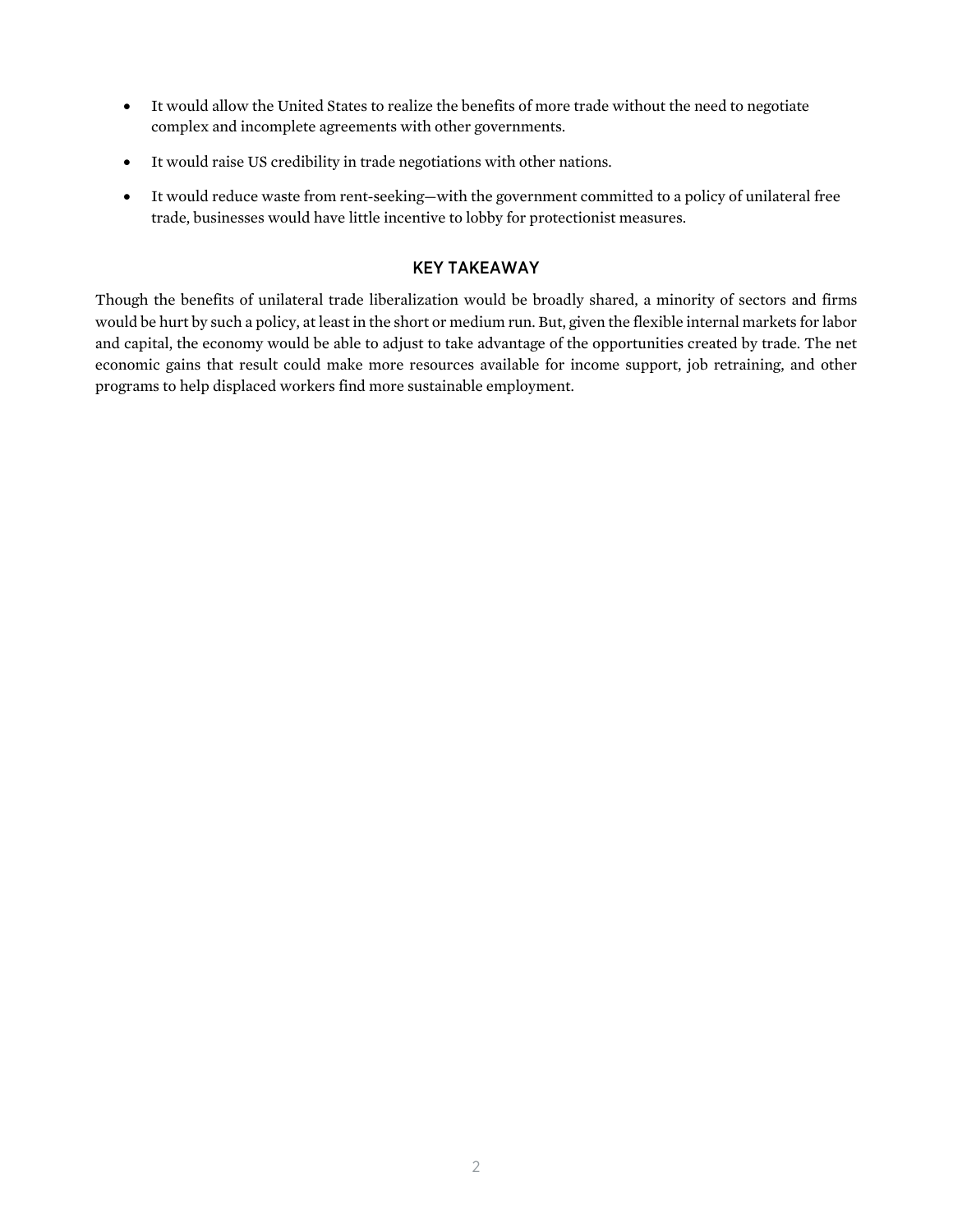- It would allow the United States to realize the benefits of more trade without the need to negotiate complex and incomplete agreements with other governments.
- It would raise US credibility in trade negotiations with other nations.
- It would reduce waste from rent-seeking—with the government committed to a policy of unilateral free trade, businesses would have little incentive to lobby for protectionist measures.

## KEY TAKEAWAY

Though the benefits of unilateral trade liberalization would be broadly shared, a minority of sectors and firms would be hurt by such a policy, at least in the short or medium run. But, given the flexible internal markets for labor and capital, the economy would be able to adjust to take advantage of the opportunities created by trade. The net economic gains that result could make more resources available for income support, job retraining, and other programs to help displaced workers find more sustainable employment.